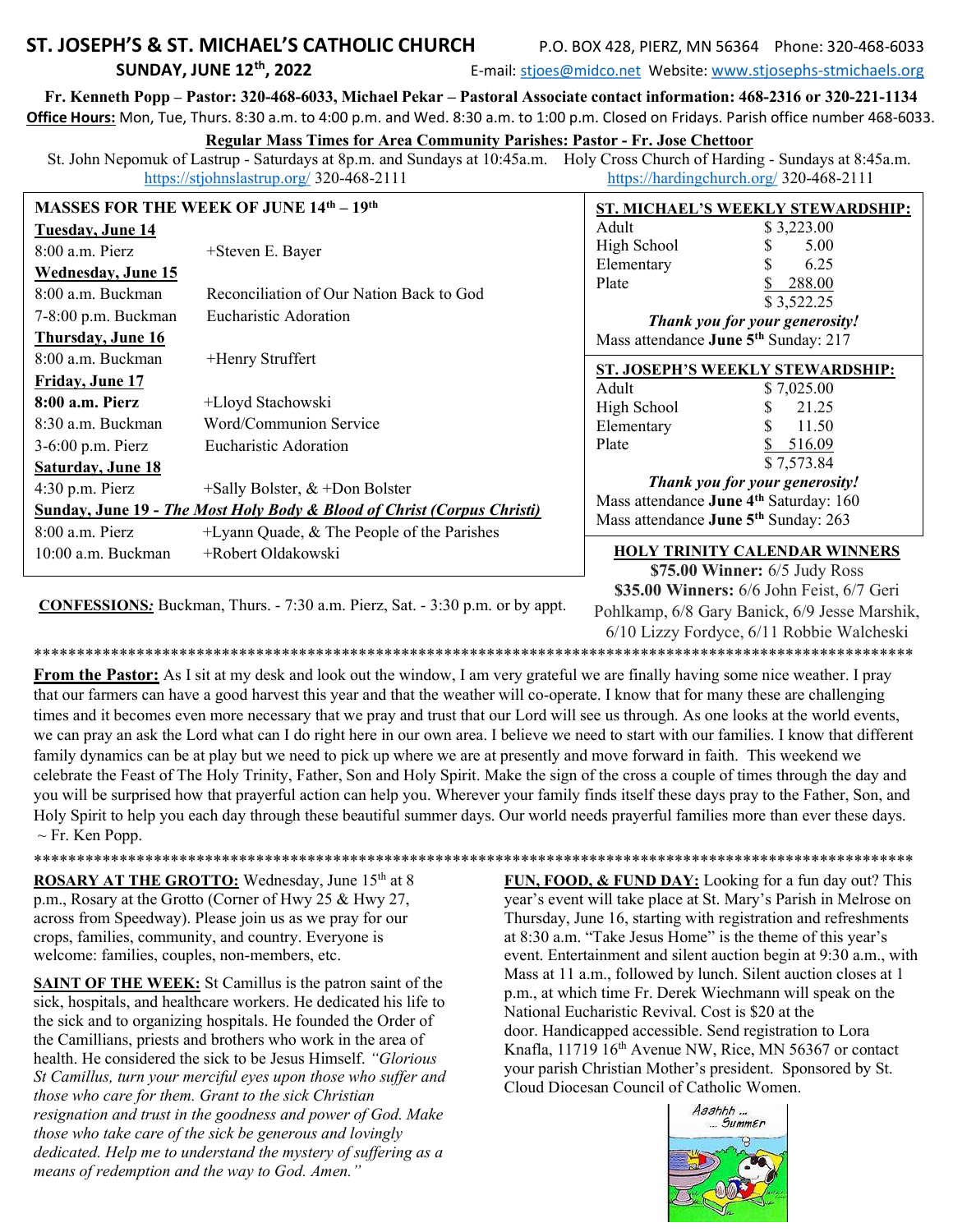# ST. JOSEPH'S & ST. MICHAEL'S CATHOLIC CHURCH

P.O. BOX 428, PIERZ, MN 56364 Phone: 320-468-6033

**SUNDAY, JUNE 12th, 2022**

E-mail: stjoes@midco.net Website: www.stjosephs-stmichaels.org

**Fr. Kenneth Popp – Pastor: 320-468-6033, Michael Pekar – Pastoral Associate contact information: 468-2316 or 320-221-1134**

**Office Hours:** Mon, Tue, Thurs. 8:30 a.m. to 4:00 p.m. and Wed. 8:30 a.m. to 1:00 p.m. Closed on Fridays. Parish office number 468-6033.

**Regular Mass Times for Area Community Parishes: Pastor - Fr. Jose Chettoor**

St. John Nepomuk of Lastrup - Saturdays at 8p.m. and Sundays at 10:45a.m. https://stjohnslastrup.org/ 320-468-2111

Holy Cross Church of Harding - Sundays at 8:45a.m. https://hardingchurch.org/ 320-468-2111

## MASSES FOR THE WEEK OF JUNE 14th – 19th

**Tuesday, June 14**

| | |
|---|---|
| 8:00 a.m. Pierz | +Steven E. Bayer |

**Wednesday, June 15**

| | |
|---|---|
| 8:00 a.m. Buckman | Reconciliation of Our Nation Back to God |
| 7-8:00 p.m. Buckman | Eucharistic Adoration |

**Thursday, June 16**

| | |
|---|---|
| 8:00 a.m. Buckman | +Henry Struffert |

**Friday, June 17**

| | |
|---|---|
| **8:00 a.m. Pierz** | +Lloyd Stachowski |
| 8:30 a.m. Buckman | Word/Communion Service |
| 3-6:00 p.m. Pierz | Eucharistic Adoration |

**Saturday, June 18**

| | |
|---|---|
| 4:30 p.m. Pierz | +Sally Bolster, & +Don Bolster |

**Sunday, June 19 - *The Most Holy Body & Blood of Christ (Corpus Christi)***

| | |
|---|---|
| 8:00 a.m. Pierz | +Lyann Quade, & The People of the Parishes |
| 10:00 a.m. Buckman | +Robert Oldakowski |

**CONFESSIONS:** Buckman, Thurs. - 7:30 a.m. Pierz, Sat. - 3:30 p.m. or by appt.

## ST. MICHAEL'S WEEKLY STEWARDSHIP:

| | |
|---|---|
| Adult | $ 3,223.00 |
| High School | $ 5.00 |
| Elementary | $ 6.25 |
| Plate | $ 288.00 |
| | $ 3,522.25 |

***Thank you for your generosity!***

Mass attendance **June 5th** Sunday: 217

## ST. JOSEPH'S WEEKLY STEWARDSHIP:

| | |
|---|---|
| Adult | $ 7,025.00 |
| High School | $ 21.25 |
| Elementary | $ 11.50 |
| Plate | $ 516.09 |
| | $ 7,573.84 |

***Thank you for your generosity!***

Mass attendance **June 4th** Saturday: 160

Mass attendance **June 5th** Sunday: 263

## HOLY TRINITY CALENDAR WINNERS

**$75.00 Winner:** 6/5 Judy Ross

**$35.00 Winners:** 6/6 John Feist, 6/7 Geri Pohlkamp, 6/8 Gary Banick, 6/9 Jesse Marshik, 6/10 Lizzy Fordyce, 6/11 Robbie Walcheski

---

**From the Pastor:** As I sit at my desk and look out the window, I am very grateful we are finally having some nice weather. I pray that our farmers can have a good harvest this year and that the weather will co-operate. I know that for many these are challenging times and it becomes even more necessary that we pray and trust that our Lord will see us through. As one looks at the world events, we can pray an ask the Lord what can I do right here in our own area. I believe we need to start with our families. I know that different family dynamics can be at play but we need to pick up where we are at presently and move forward in faith. This weekend we celebrate the Feast of The Holy Trinity, Father, Son and Holy Spirit. Make the sign of the cross a couple of times through the day and you will be surprised how that prayerful action can help you. Wherever your family finds itself these days pray to the Father, Son, and Holy Spirit to help you each day through these beautiful summer days. Our world needs prayerful families more than ever these days. ~ Fr. Ken Popp.

---

**ROSARY AT THE GROTTO:** Wednesday, June 15th at 8 p.m., Rosary at the Grotto (Corner of Hwy 25 & Hwy 27, across from Speedway). Please join us as we pray for our crops, families, community, and country. Everyone is welcome: families, couples, non-members, etc.

**SAINT OF THE WEEK:** St Camillus is the patron saint of the sick, hospitals, and healthcare workers. He dedicated his life to the sick and to organizing hospitals. He founded the Order of the Camillians, priests and brothers who work in the area of health. He considered the sick to be Jesus Himself. *"Glorious St Camillus, turn your merciful eyes upon those who suffer and those who care for them. Grant to the sick Christian resignation and trust in the goodness and power of God. Make those who take care of the sick be generous and lovingly dedicated. Help me to understand the mystery of suffering as a means of redemption and the way to God. Amen."*

**FUN, FOOD, & FUND DAY:** Looking for a fun day out? This year's event will take place at St. Mary's Parish in Melrose on Thursday, June 16, starting with registration and refreshments at 8:30 a.m. "Take Jesus Home" is the theme of this year's event. Entertainment and silent auction begin at 9:30 a.m., with Mass at 11 a.m., followed by lunch. Silent auction closes at 1 p.m., at which time Fr. Derek Wiechmann will speak on the National Eucharistic Revival. Cost is $20 at the door. Handicapped accessible. Send registration to Lora Knafla, 11719 16th Avenue NW, Rice, MN 56367 or contact your parish Christian Mother's president. Sponsored by St. Cloud Diocesan Council of Catholic Women.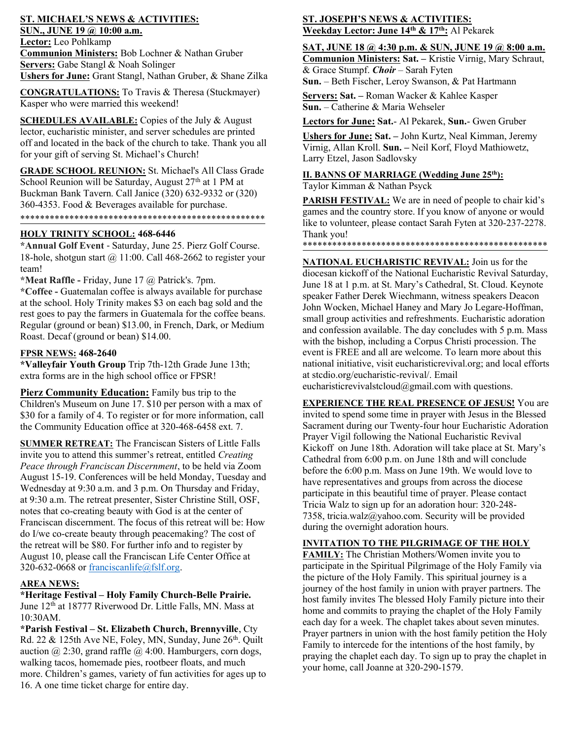**ST. MICHAEL'S NEWS & ACTIVITIES:**
**SUN., JUNE 19 @ 10:00 a.m.**
**Lector:** Leo Pohlkamp
**Communion Ministers:** Bob Lochner & Nathan Gruber
**Servers:** Gabe Stangl & Noah Solinger
**Ushers for June:** Grant Stangl, Nathan Gruber, & Shane Zilka

**CONGRATULATIONS:** To Travis & Theresa (Stuckmayer) Kasper who were married this weekend!

**SCHEDULES AVAILABLE:** Copies of the July & August lector, eucharistic minister, and server schedules are printed off and located in the back of the church to take. Thank you all for your gift of serving St. Michael's Church!

**GRADE SCHOOL REUNION:** St. Michael's All Class Grade School Reunion will be Saturday, August 27th at 1 PM at Buckman Bank Tavern. Call Janice (320) 632-9332 or (320) 360-4353. Food & Beverages available for purchase.

***************************************************

**HOLY TRINITY SCHOOL: 468-6446**
***Annual Golf Event** - Saturday, June 25. Pierz Golf Course. 18-hole, shotgun start @ 11:00. Call 468-2662 to register your team!
***Meat Raffle -** Friday, June 17 @ Patrick's. 7pm.
***Coffee -** Guatemalan coffee is always available for purchase at the school. Holy Trinity makes $3 on each bag sold and the rest goes to pay the farmers in Guatemala for the coffee beans. Regular (ground or bean) $13.00, in French, Dark, or Medium Roast. Decaf (ground or bean) $14.00.

**FPSR NEWS: 468-2640**
***Valleyfair Youth Group** Trip 7th-12th Grade June 13th; extra forms are in the high school office or FPSR!

**Pierz Community Education:** Family bus trip to the Children's Museum on June 17. $10 per person with a max of $30 for a family of 4. To register or for more information, call the Community Education office at 320-468-6458 ext. 7.

**SUMMER RETREAT:** The Franciscan Sisters of Little Falls invite you to attend this summer's retreat, entitled *Creating Peace through Franciscan Discernment*, to be held via Zoom August 15-19. Conferences will be held Monday, Tuesday and Wednesday at 9:30 a.m. and 3 p.m. On Thursday and Friday, at 9:30 a.m. The retreat presenter, Sister Christine Still, OSF, notes that co-creating beauty with God is at the center of Franciscan discernment. The focus of this retreat will be: How do I/we co-create beauty through peacemaking? The cost of the retreat will be $80. For further info and to register by August 10, please call the Franciscan Life Center Office at 320-632-0668 or franciscanlife@fslf.org.

**AREA NEWS:**
***Heritage Festival – Holy Family Church-Belle Prairie.** June 12th at 18777 Riverwood Dr. Little Falls, MN. Mass at 10:30AM.
***Parish Festival – St. Elizabeth Church, Brennyville**, Cty Rd. 22 & 125th Ave NE, Foley, MN, Sunday, June 26th. Quilt auction @ 2:30, grand raffle @ 4:00. Hamburgers, corn dogs, walking tacos, homemade pies, rootbeer floats, and much more. Children's games, variety of fun activities for ages up to 16. A one time ticket charge for entire day.

**ST. JOSEPH'S NEWS & ACTIVITIES:**
**Weekday Lector: June 14th & 17th:** Al Pekarek

**SAT, JUNE 18 @ 4:30 p.m. & SUN, JUNE 19 @ 8:00 a.m.**
**Communion Ministers: Sat. –** Kristie Virnig, Mary Schraut, & Grace Stumpf. ***Choir*** – Sarah Fyten
**Sun.** – Beth Fischer, Leroy Swanson, & Pat Hartmann

**Servers: Sat. –** Roman Wacker & Kahlee Kasper
**Sun.** – Catherine & Maria Wehseler

**Lectors for June: Sat.**- Al Pekarek, **Sun.**- Gwen Gruber

**Ushers for June: Sat. –** John Kurtz, Neal Kimman, Jeremy Virnig, Allan Kroll. **Sun. –** Neil Korf, Floyd Mathiowetz, Larry Etzel, Jason Sadlovsky

**II. BANNS OF MARRIAGE (Wedding June 25th):**
Taylor Kimman & Nathan Psyck

**PARISH FESTIVAL:** We are in need of people to chair kid's games and the country store. If you know of anyone or would like to volunteer, please contact Sarah Fyten at 320-237-2278. Thank you!

***************************************************

**NATIONAL EUCHARISTIC REVIVAL:** Join us for the diocesan kickoff of the National Eucharistic Revival Saturday, June 18 at 1 p.m. at St. Mary's Cathedral, St. Cloud. Keynote speaker Father Derek Wiechmann, witness speakers Deacon John Wocken, Michael Haney and Mary Jo Legare-Hoffman, small group activities and refreshments. Eucharistic adoration and confession available. The day concludes with 5 p.m. Mass with the bishop, including a Corpus Christi procession. The event is FREE and all are welcome. To learn more about this national initiative, visit eucharisticrevival.org; and local efforts at stcdio.org/eucharistic-revival/. Email eucharisticrevivalstcloud@gmail.com with questions.

**EXPERIENCE THE REAL PRESENCE OF JESUS!** You are invited to spend some time in prayer with Jesus in the Blessed Sacrament during our Twenty-four hour Eucharistic Adoration Prayer Vigil following the National Eucharistic Revival Kickoff on June 18th. Adoration will take place at St. Mary's Cathedral from 6:00 p.m. on June 18th and will conclude before the 6:00 p.m. Mass on June 19th. We would love to have representatives and groups from across the diocese participate in this beautiful time of prayer. Please contact Tricia Walz to sign up for an adoration hour: 320-248-7358, tricia.walz@yahoo.com. Security will be provided during the overnight adoration hours.

**INVITATION TO THE PILGRIMAGE OF THE HOLY FAMILY:** The Christian Mothers/Women invite you to participate in the Spiritual Pilgrimage of the Holy Family via the picture of the Holy Family. This spiritual journey is a journey of the host family in union with prayer partners. The host family invites The blessed Holy Family picture into their home and commits to praying the chaplet of the Holy Family each day for a week. The chaplet takes about seven minutes. Prayer partners in union with the host family petition the Holy Family to intercede for the intentions of the host family, by praying the chaplet each day. To sign up to pray the chaplet in your home, call Joanne at 320-290-1579.